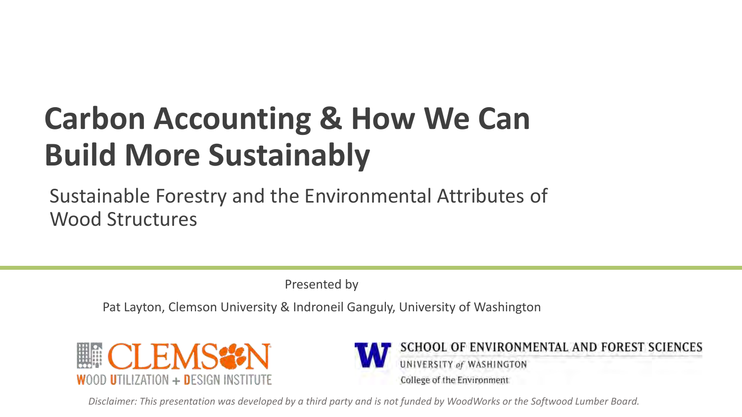# Carbon Accounting & How We Can Build More Sustainably

Sustainable Forestry and the Environmental Attributes of Wood Structures

Presented by

Pat Layton, Clemson University & Indroneil Ganguly, University of Washington

CLEMSON WOOD UTILIZATION + DESIGN INSTITUTE

SCHOOL OF ENVIRONMENTAL AND FOREST SCIENCES
UNIVERSITY of WASHINGTON
College of the Environment

*Disclaimer: This presentation was developed by a third party and is not funded by WoodWorks or the Softwood Lumber Board.*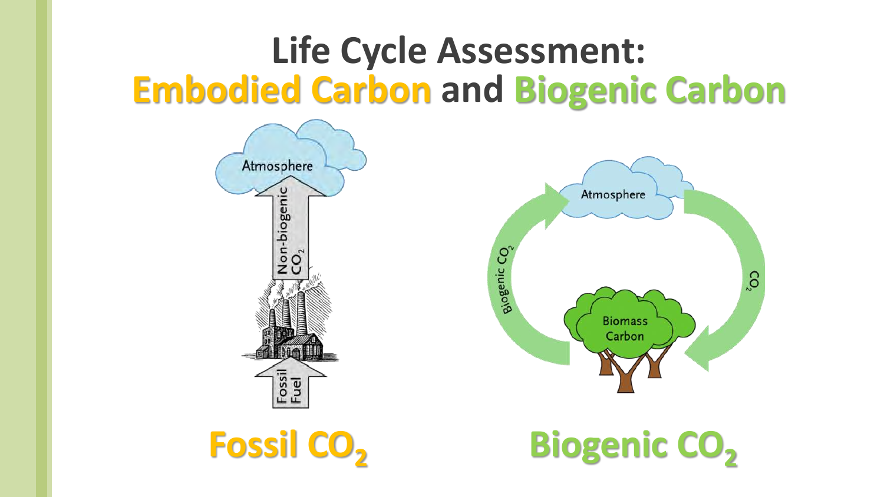# Life Cycle Assessment: Embodied Carbon and Biogenic Carbon

Atmosphere

Non-biogenic $CO_2$

Fossil Fuel

Atmosphere

Biogenic $CO_2$

$CO_2$

Biomass Carbon

**Fossil $CO_2$**

**Biogenic $CO_2$**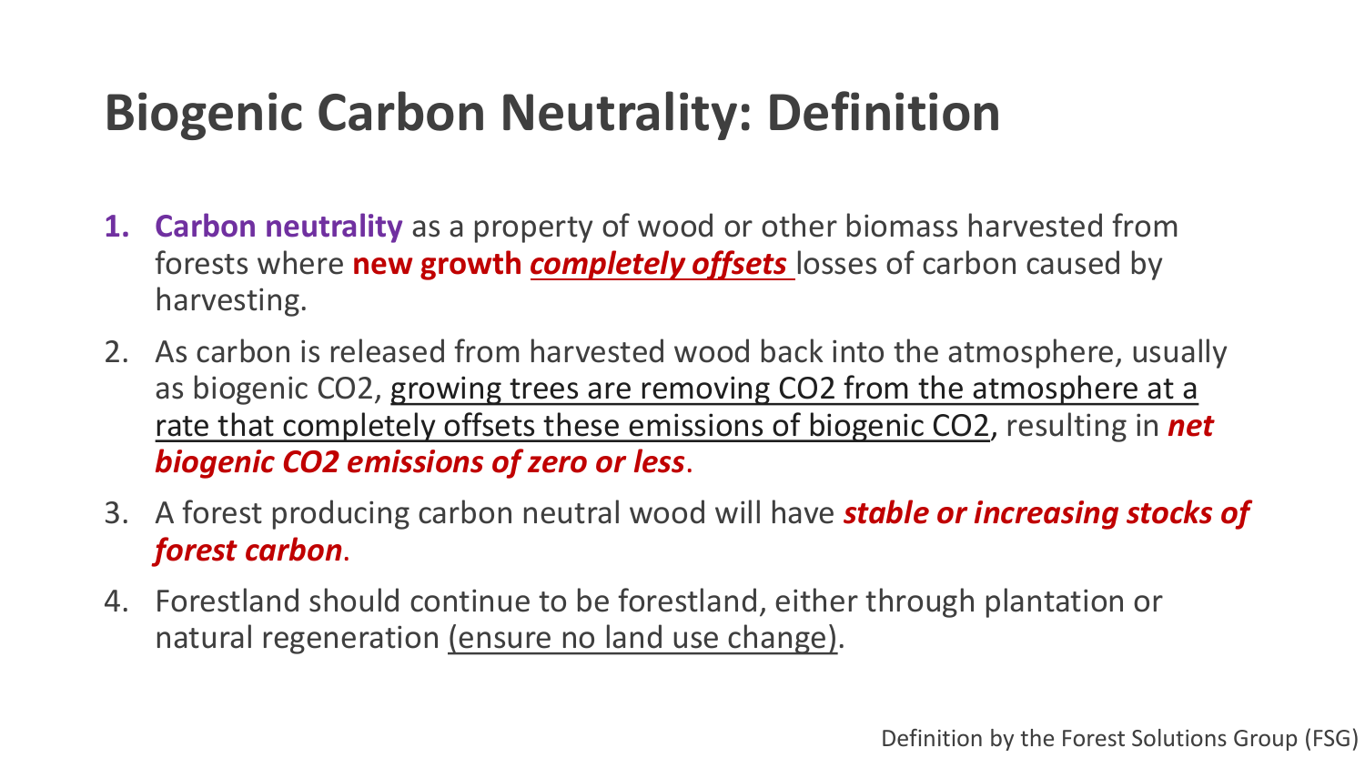# Biogenic Carbon Neutrality: Definition

1. **Carbon neutrality** as a property of wood or other biomass harvested from forests where **new growth** ***completely offsets*** losses of carbon caused by harvesting.
2. As carbon is released from harvested wood back into the atmosphere, usually as biogenic $CO_2$, growing trees are removing $CO_2$ from the atmosphere at a rate that completely offsets these emissions of biogenic $CO_2$, resulting in ***net biogenic $CO_2$ emissions of zero or less***.
3. A forest producing carbon neutral wood will have ***stable or increasing stocks of forest carbon***.
4. Forestland should continue to be forestland, either through plantation or natural regeneration (ensure no land use change).

Definition by the Forest Solutions Group (FSG)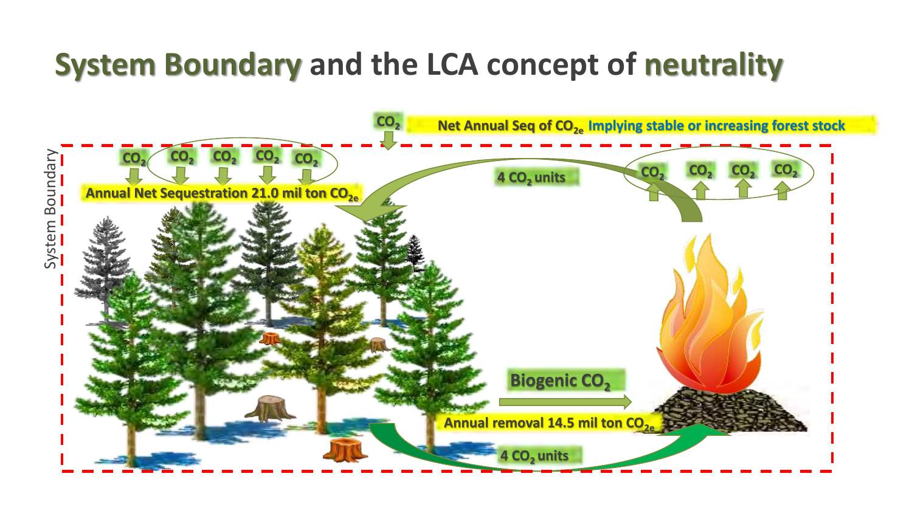# System Boundary and the LCA concept of neutrality

System Boundary

$CO_2$ Net Annual Seq of $CO_{2e}$ Implying stable or increasing forest stock

$CO_2$ $CO_2$ $CO_2$ $CO_2$ $CO_2$

Annual Net Sequestration 21.0 mil ton $CO_{2e}$

4 $CO_2$ units

$CO_2$ $CO_2$ $CO_2$ $CO_2$

Biogenic $CO_2$

Annual removal 14.5 mil ton $CO_{2e}$

4 $CO_2$ units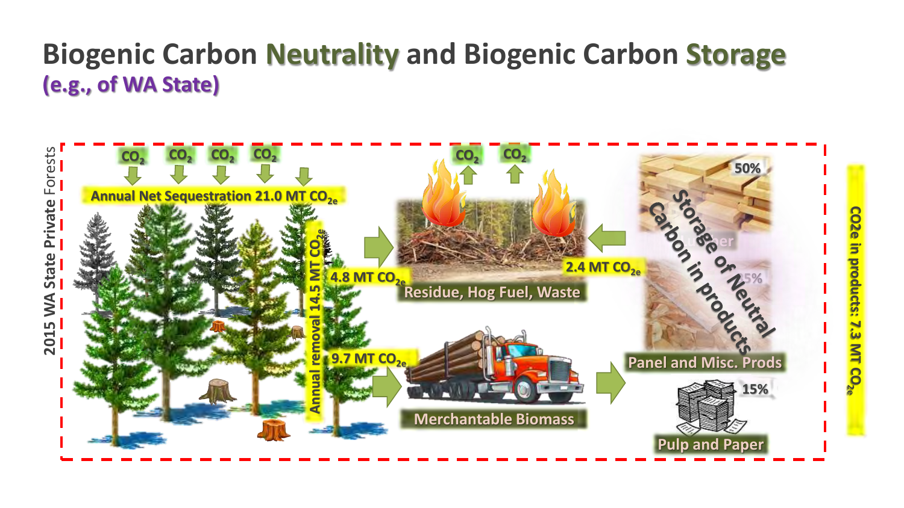# Biogenic Carbon Neutrality and Biogenic Carbon Storage

**(e.g., of WA State)**

2015 WA State Private Forests

$CO_2$ $CO_2$ $CO_2$ $CO_2$

Annual Net Sequestration 21.0 MT $CO_{2e}$

Annual removal 14.5 MT $CO_{2e}$

$CO_2$ $CO_2$

4.8 MT $CO_{2e}$

Residue, Hog Fuel, Waste

2.4 MT $CO_{2e}$

9.7 MT $CO_{2e}$

Merchantable Biomass

50%

Lumber

35%

Panel and Misc. Prods

15%

Pulp and Paper

Storage of Neutral Carbon in products

CO2e in products: 7.3 MT $CO_{2e}$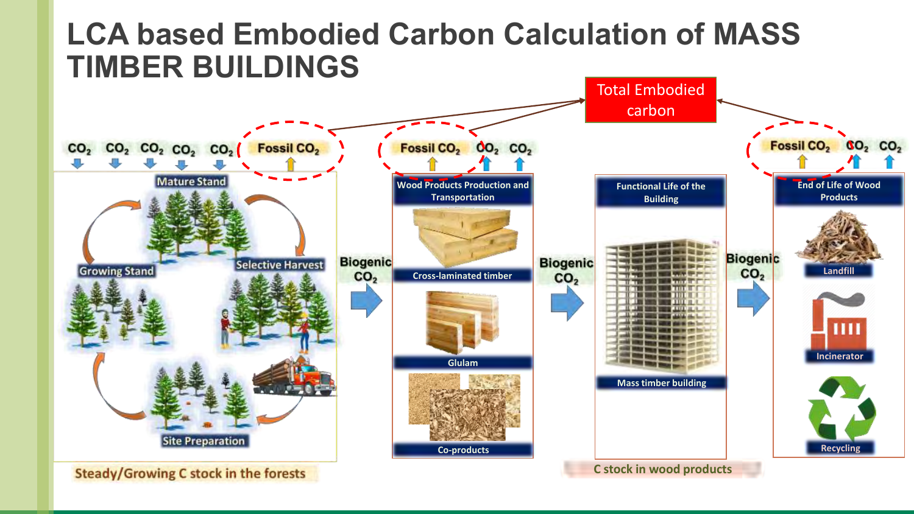# LCA based Embodied Carbon Calculation of MASS TIMBER BUILDINGS

Total Embodied carbon

$CO_2$ $CO_2$ $CO_2$ $CO_2$ $CO_2$ Fossil $CO_2$

Mature Stand

Growing Stand

Selective Harvest

Site Preparation

Steady/Growing C stock in the forests

Biogenic $CO_2$

Fossil $CO_2$ $CO_2$ $CO_2$

Wood Products Production and Transportation

Cross-laminated timber

Glulam

Co-products

Biogenic $CO_2$

Functional Life of the Building

Mass timber building

C stock in wood products

Biogenic $CO_2$

Fossil $CO_2$ $CO_2$ $CO_2$

End of Life of Wood Products

Landfill

Incinerator

Recycling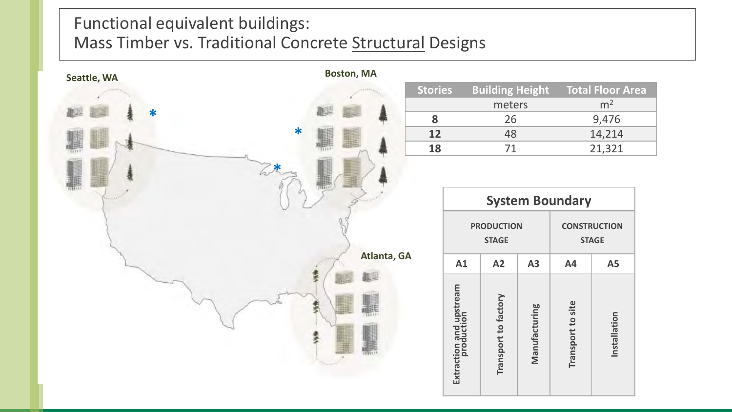# Functional equivalent buildings:
# Mass Timber vs. Traditional Concrete <u>Structural</u> Designs

Seattle, WA

Boston, MA

Atlanta, GA

| Stories | Building Height | Total Floor Area |
|---|---|---|
| | meters | $m^2$ |
| 8 | 26 | 9,476 |
| 12 | 48 | 14,214 |
| 18 | 71 | 21,321 |

| System Boundary | | | | |
|---|---|---|---|---|
| PRODUCTION STAGE | | | CONSTRUCTION STAGE | |
| A1 | A2 | A3 | A4 | A5 |
| Extraction and upstream production | Transport to factory | Manufacturing | Transport to site | Installation |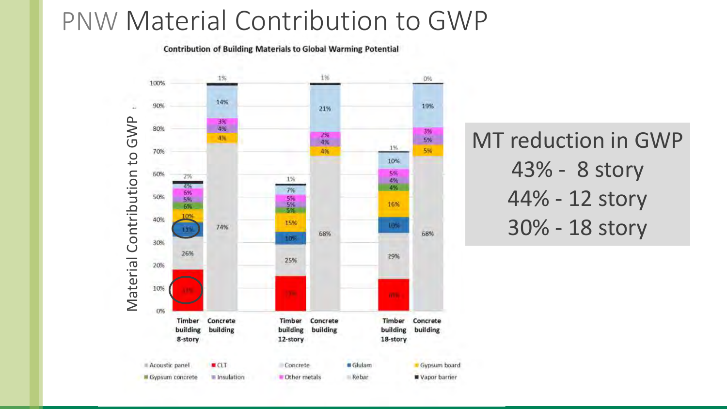# PNW Material Contribution to GWP

**Contribution of Building Materials to Global Warming Potential**

| Material | Timber building 8-story | Concrete building | Timber building 12-story | Concrete building | Timber building 18-story | Concrete building |
|---|---|---|---|---|---|---|
| CLT | 18% | | 15% | | 14% | |
| Concrete | 26% | 74% | 25% | 68% | 29% | 68% |
| Glulam | 11% | | 10% | | 10% | |
| Gypsum board | 10% | 4% | 15% | 4% | 16% | 5% |
| Gypsum concrete | 6% | | 5% | | 4% | |
| Insulation | 5% | 4% | 5% | 4% | 4% | 5% |
| Other metals | 6% | 3% | 5% | 2% | 5% | 3% |
| Acoustic panel | 4% | | | | | |
| Rebar | | 14% | 7% | 21% | 10% | 19% |
| Vapor barrier | 2% | 1% | 1% | 1% | 1% | 0% |

Material Contribution to GWP

Legend: Acoustic panel, CLT, Concrete, Glulam, Gypsum board, Gypsum concrete, Insulation, Other metals, Rebar, Vapor barrier

MT reduction in GWP
43% - 8 story
44% - 12 story
30% - 18 story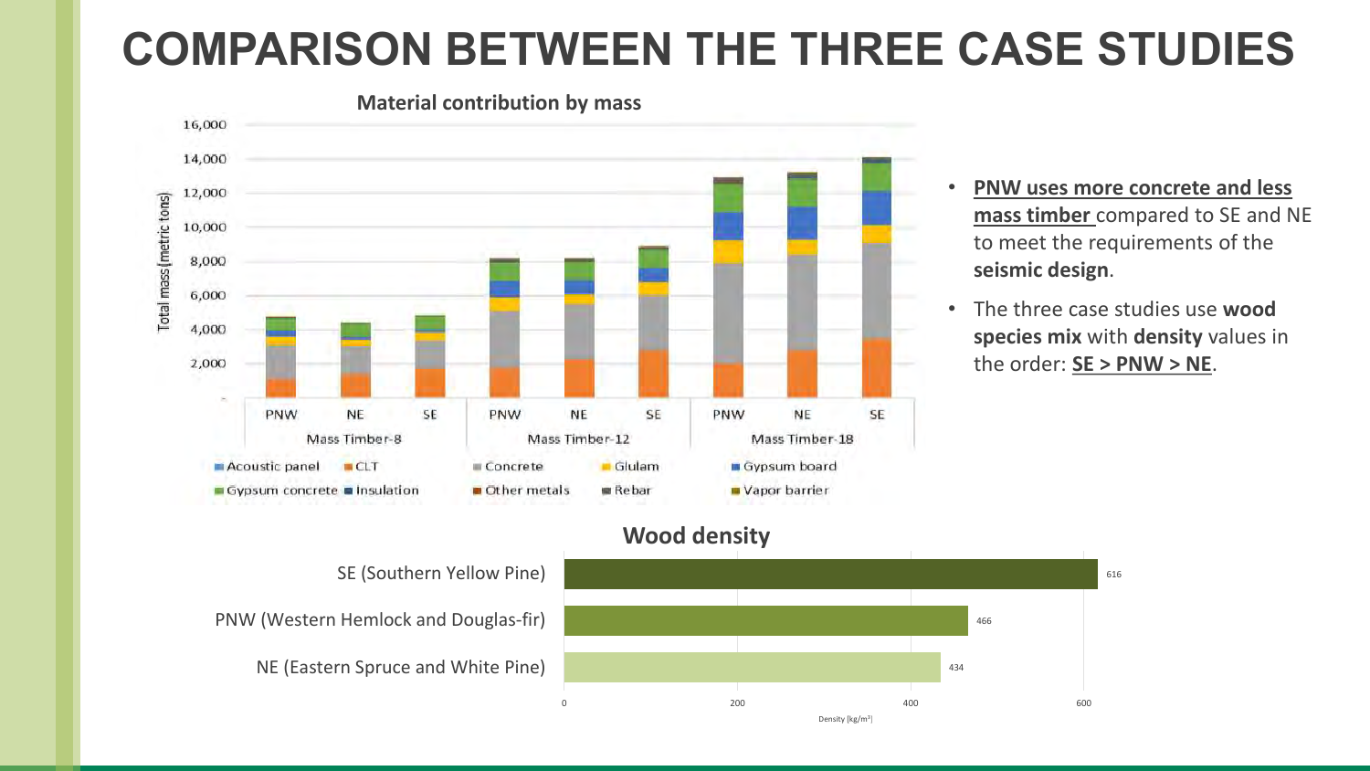# COMPARISON BETWEEN THE THREE CASE STUDIES

**Material contribution by mass**

Total mass (metric tons)

16,000
14,000
12,000
10,000
8,000
6,000
4,000
2,000
-

| Mass Timber-8 | | | Mass Timber-12 | | | Mass Timber-18 | | |
|---|---|---|---|---|---|---|---|---|
| PNW | NE | SE | PNW | NE | SE | PNW | NE | SE |

Acoustic panel, CLT, Concrete, Glulam, Gypsum board, Gypsum concrete, Insulation, Other metals, Rebar, Vapor barrier

- **PNW uses more concrete and less mass timber** compared to SE and NE to meet the requirements of the **seismic design**.
- The three case studies use **wood species mix** with **density** values in the order: **SE > PNW > NE**.

**Wood density**

| Region | Density [kg/m³] |
|---|---|
| SE (Southern Yellow Pine) | 616 |
| PNW (Western Hemlock and Douglas-fir) | 466 |
| NE (Eastern Spruce and White Pine) | 434 |

0, 200, 400, 600

Density [kg/m³]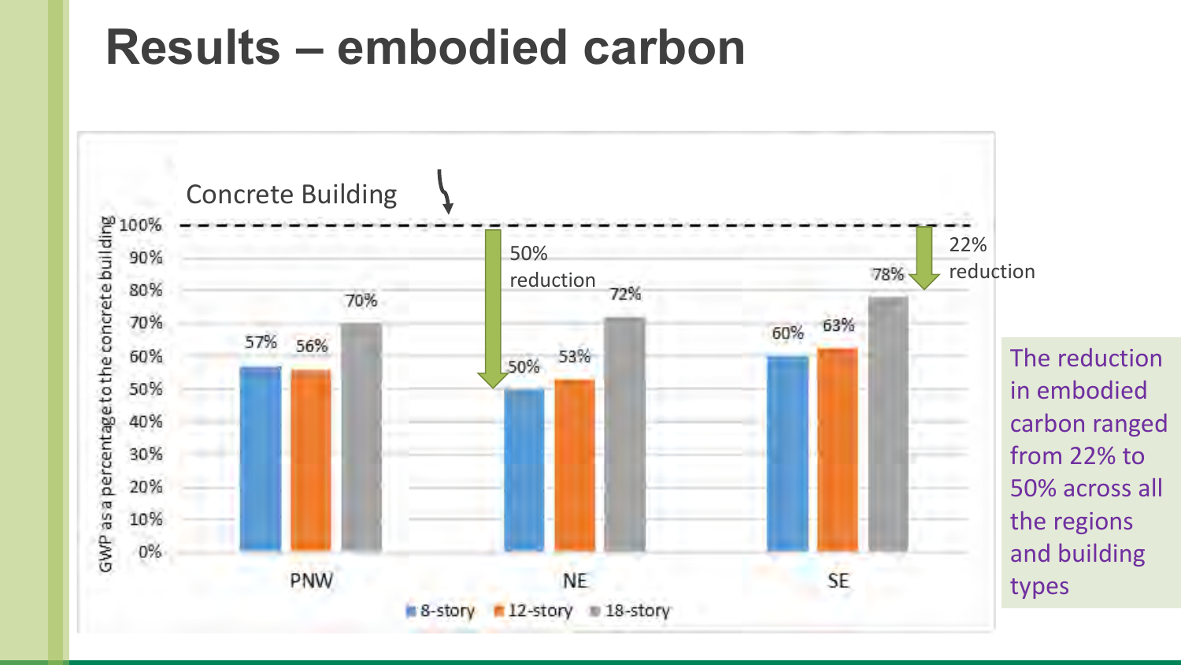# Results – embodied carbon

Concrete Building

GWP as a percentage to the concrete building

| | 8-story | 12-story | 18-story |
|---|---|---|---|
| PNW | 57% | 56% | 70% |
| NE | 50% | 53% | 72% |
| SE | 60% | 63% | 78% |

50% reduction

22% reduction

The reduction in embodied carbon ranged from 22% to 50% across all the regions and building types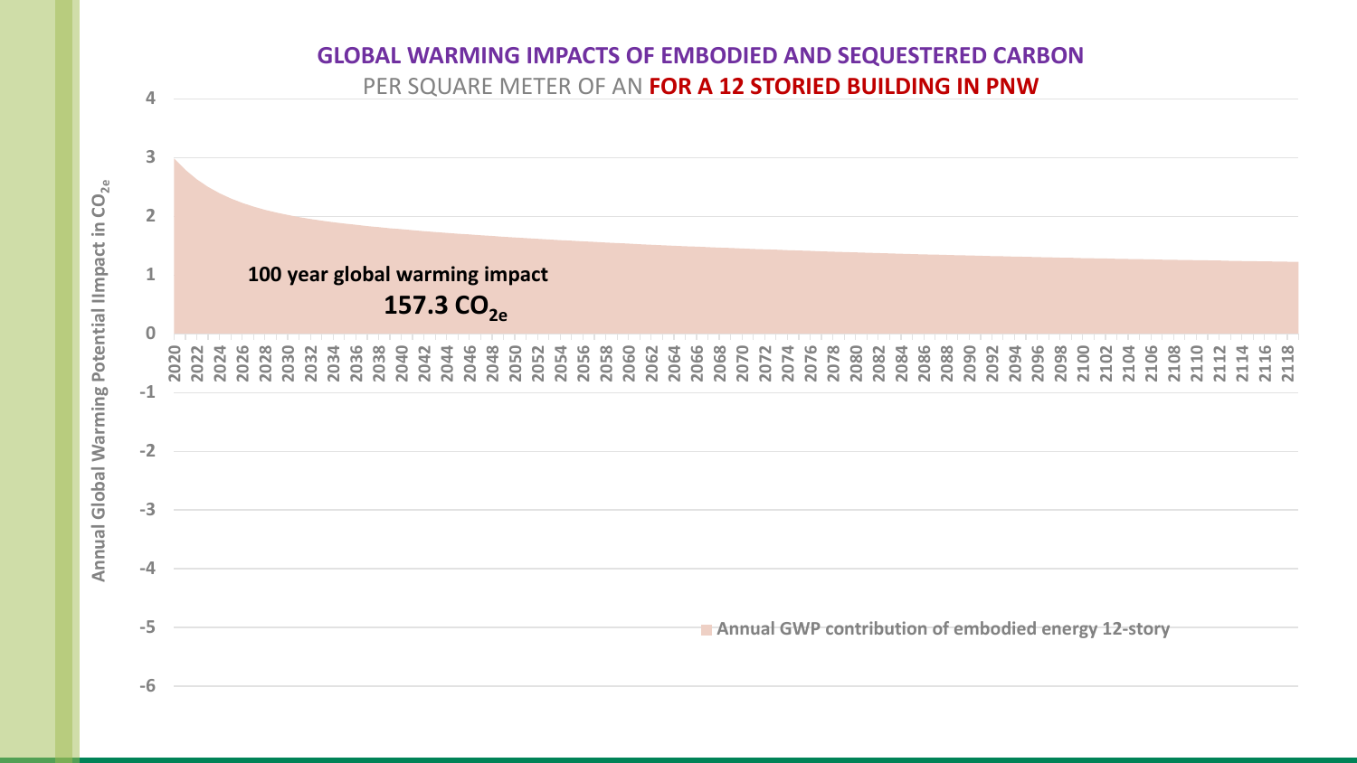## GLOBAL WARMING IMPACTS OF EMBODIED AND SEQUESTERED CARBON

PER SQUARE METER OF AN **FOR A 12 STORIED BUILDING IN PNW**

Annual Global Warming Potential Impact in $CO_{2e}$

**100 year global warming impact**

**157.3 $CO_{2e}$**

Annual GWP contribution of embodied energy 12-story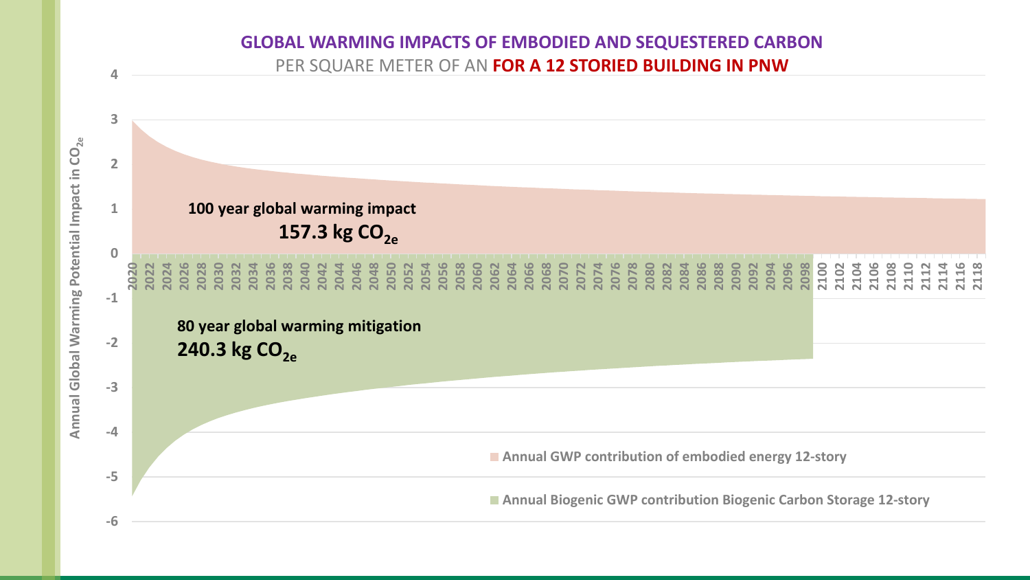## GLOBAL WARMING IMPACTS OF EMBODIED AND SEQUESTERED CARBON

PER SQUARE METER OF AN **FOR A 12 STORIED BUILDING IN PNW**

Annual Global Warming Potential Impact in $CO_{2e}$

**100 year global warming impact**

**157.3 kg $CO_{2e}$**

**80 year global warming mitigation**

**240.3 kg $CO_{2e}$**

- Annual GWP contribution of embodied energy 12-story
- Annual Biogenic GWP contribution Biogenic Carbon Storage 12-story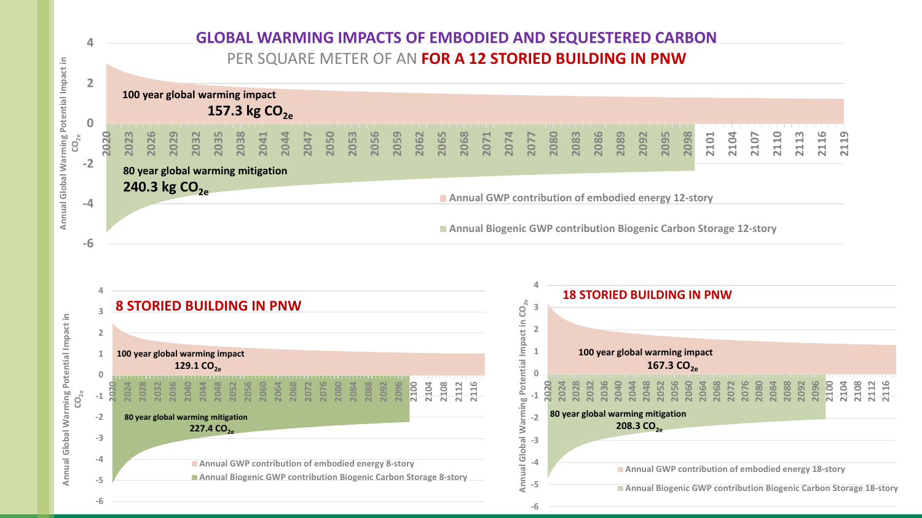# GLOBAL WARMING IMPACTS OF EMBODIED AND SEQUESTERED CARBON

## PER SQUARE METER OF AN FOR A 12 STORIED BUILDING IN PNW

100 year global warming impact
**157.3 kg $CO_{2e}$**

80 year global warming mitigation
**240.3 kg $CO_{2e}$**

Annual GWP contribution of embodied energy 12-story

Annual Biogenic GWP contribution Biogenic Carbon Storage 12-story

Annual Global Warming Potential Impact in $CO_{2e}$

## 8 STORIED BUILDING IN PNW

100 year global warming impact
**129.1 $CO_{2e}$**

80 year global warming mitigation
**227.4 $CO_{2e}$**

Annual GWP contribution of embodied energy 8-story

Annual Biogenic GWP contribution Biogenic Carbon Storage 8-story

## 18 STORIED BUILDING IN PNW

100 year global warming impact
**167.3 $CO_{2e}$**

80 year global warming mitigation
**208.3 $CO_{2e}$**

Annual GWP contribution of embodied energy 18-story

Annual Biogenic GWP contribution Biogenic Carbon Storage 18-story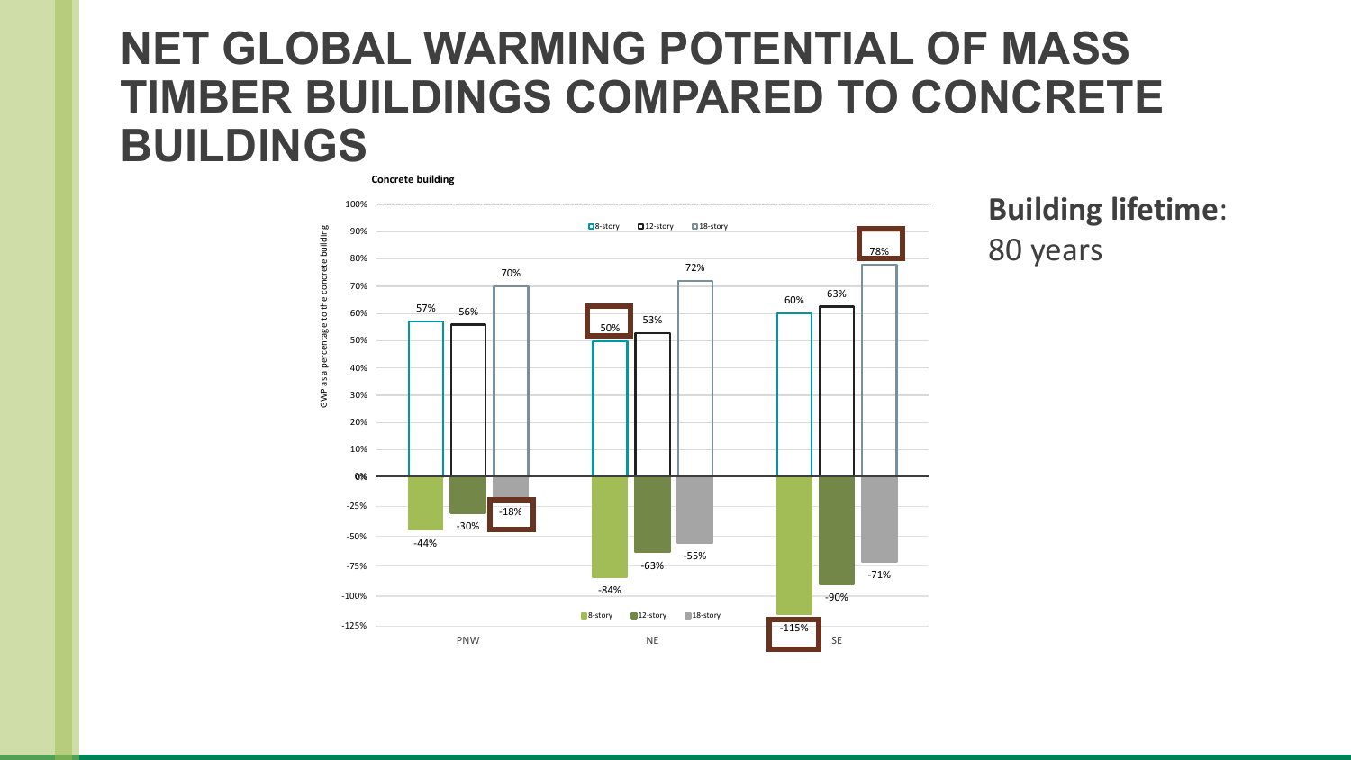# NET GLOBAL WARMING POTENTIAL OF MASS TIMBER BUILDINGS COMPARED TO CONCRETE BUILDINGS

**Concrete building**

GWP as a percentage to the concrete building

| Region | Building | Positive GWP | Net GWP |
| --- | --- | --- | --- |
| PNW | 8-story | 57% | -44% |
| PNW | 12-story | 56% | -30% |
| PNW | 18-story | 70% | -18% |
| NE | 8-story | 50% | -84% |
| NE | 12-story | 53% | -63% |
| NE | 18-story | 72% | -55% |
| SE | 8-story | 60% | -115% |
| SE | 12-story | 63% | -90% |
| SE | 18-story | 78% | -71% |

**Building lifetime**: 80 years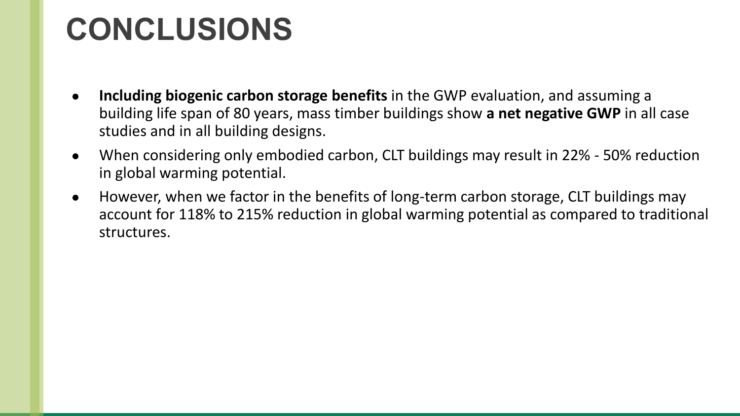# CONCLUSIONS

- **Including biogenic carbon storage benefits** in the GWP evaluation, and assuming a building life span of 80 years, mass timber buildings show **a net negative GWP** in all case studies and in all building designs.
- When considering only embodied carbon, CLT buildings may result in 22% - 50% reduction in global warming potential.
- However, when we factor in the benefits of long-term carbon storage, CLT buildings may account for 118% to 215% reduction in global warming potential as compared to traditional structures.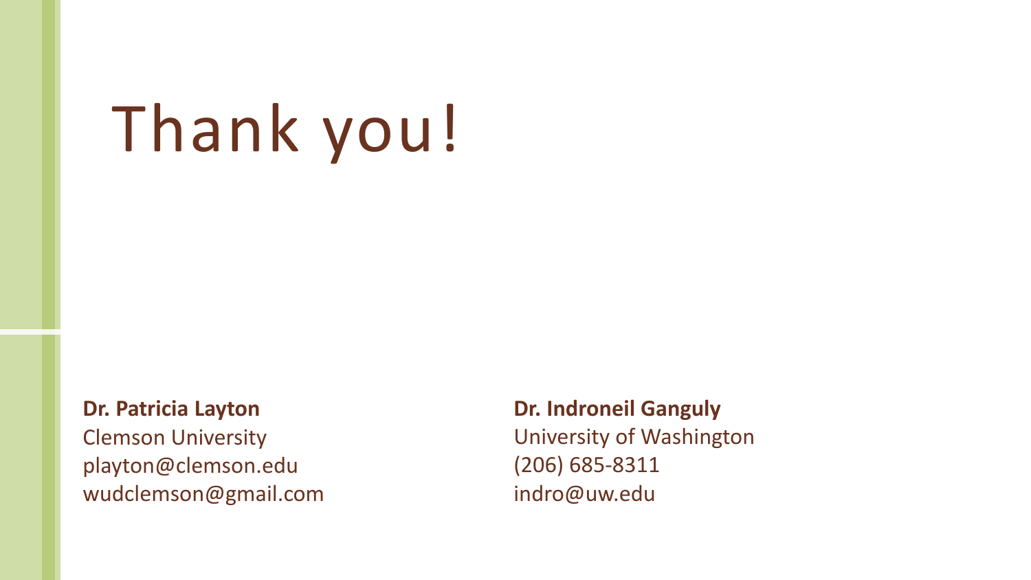# Thank you!

**Dr. Patricia Layton**
Clemson University
playton@clemson.edu
wudclemson@gmail.com

**Dr. Indroneil Ganguly**
University of Washington
(206) 685-8311
indro@uw.edu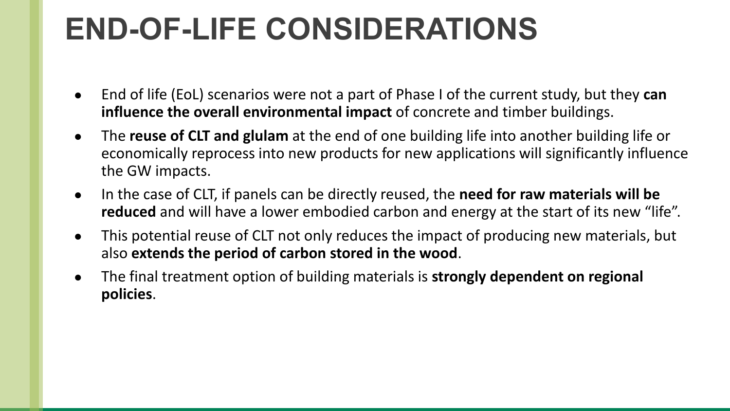# END-OF-LIFE CONSIDERATIONS

- End of life (EoL) scenarios were not a part of Phase I of the current study, but they **can influence the overall environmental impact** of concrete and timber buildings.
- The **reuse of CLT and glulam** at the end of one building life into another building life or economically reprocess into new products for new applications will significantly influence the GW impacts.
- In the case of CLT, if panels can be directly reused, the **need for raw materials will be reduced** and will have a lower embodied carbon and energy at the start of its new "life".
- This potential reuse of CLT not only reduces the impact of producing new materials, but also **extends the period of carbon stored in the wood**.
- The final treatment option of building materials is **strongly dependent on regional policies**.